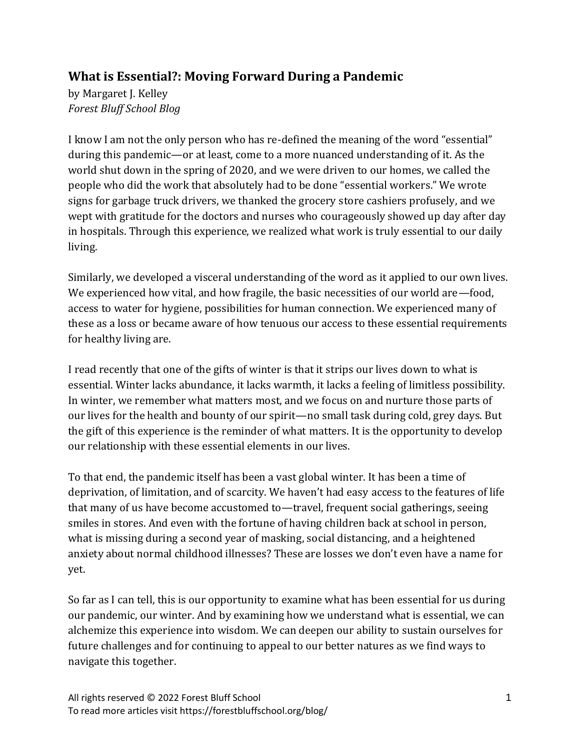## What is Essential?: Moving Forward During a Pandemic

by Margaret J. Kelley
*Forest Bluff School Blog*

I know I am not the only person who has re-defined the meaning of the word "essential" during this pandemic—or at least, come to a more nuanced understanding of it. As the world shut down in the spring of 2020, and we were driven to our homes, we called the people who did the work that absolutely had to be done "essential workers." We wrote signs for garbage truck drivers, we thanked the grocery store cashiers profusely, and we wept with gratitude for the doctors and nurses who courageously showed up day after day in hospitals. Through this experience, we realized what work is truly essential to our daily living.

Similarly, we developed a visceral understanding of the word as it applied to our own lives. We experienced how vital, and how fragile, the basic necessities of our world are—food, access to water for hygiene, possibilities for human connection. We experienced many of these as a loss or became aware of how tenuous our access to these essential requirements for healthy living are.

I read recently that one of the gifts of winter is that it strips our lives down to what is essential. Winter lacks abundance, it lacks warmth, it lacks a feeling of limitless possibility. In winter, we remember what matters most, and we focus on and nurture those parts of our lives for the health and bounty of our spirit—no small task during cold, grey days. But the gift of this experience is the reminder of what matters. It is the opportunity to develop our relationship with these essential elements in our lives.

To that end, the pandemic itself has been a vast global winter. It has been a time of deprivation, of limitation, and of scarcity. We haven't had easy access to the features of life that many of us have become accustomed to—travel, frequent social gatherings, seeing smiles in stores. And even with the fortune of having children back at school in person, what is missing during a second year of masking, social distancing, and a heightened anxiety about normal childhood illnesses? These are losses we don't even have a name for yet.

So far as I can tell, this is our opportunity to examine what has been essential for us during our pandemic, our winter. And by examining how we understand what is essential, we can alchemize this experience into wisdom. We can deepen our ability to sustain ourselves for future challenges and for continuing to appeal to our better natures as we find ways to navigate this together.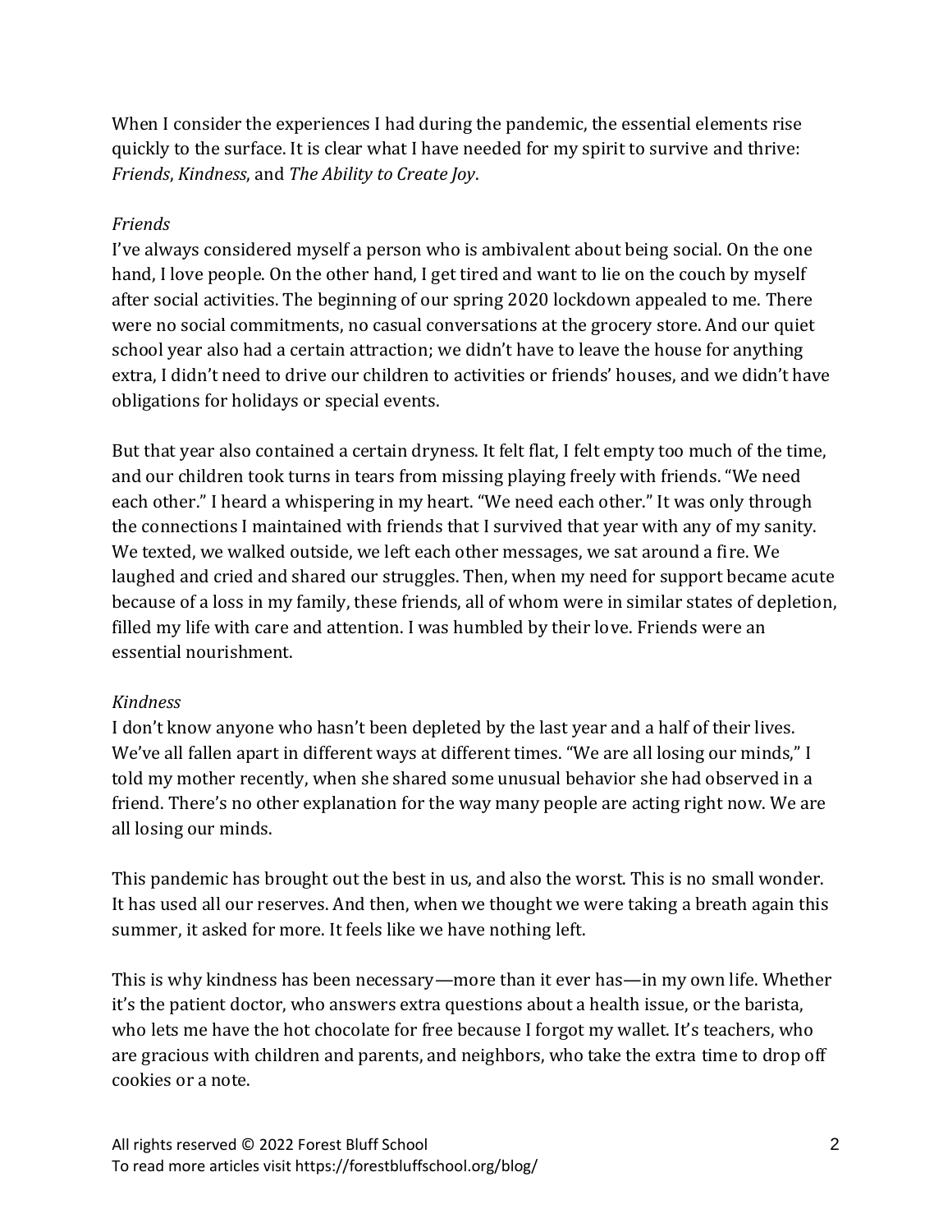When I consider the experiences I had during the pandemic, the essential elements rise quickly to the surface. It is clear what I have needed for my spirit to survive and thrive: *Friends*, *Kindness*, and *The Ability to Create Joy*.

*Friends*

I've always considered myself a person who is ambivalent about being social. On the one hand, I love people. On the other hand, I get tired and want to lie on the couch by myself after social activities. The beginning of our spring 2020 lockdown appealed to me. There were no social commitments, no casual conversations at the grocery store. And our quiet school year also had a certain attraction; we didn't have to leave the house for anything extra, I didn't need to drive our children to activities or friends' houses, and we didn't have obligations for holidays or special events.

But that year also contained a certain dryness. It felt flat, I felt empty too much of the time, and our children took turns in tears from missing playing freely with friends. "We need each other." I heard a whispering in my heart. "We need each other." It was only through the connections I maintained with friends that I survived that year with any of my sanity. We texted, we walked outside, we left each other messages, we sat around a fire. We laughed and cried and shared our struggles. Then, when my need for support became acute because of a loss in my family, these friends, all of whom were in similar states of depletion, filled my life with care and attention. I was humbled by their love. Friends were an essential nourishment.

*Kindness*

I don't know anyone who hasn't been depleted by the last year and a half of their lives. We've all fallen apart in different ways at different times. "We are all losing our minds," I told my mother recently, when she shared some unusual behavior she had observed in a friend. There's no other explanation for the way many people are acting right now. We are all losing our minds.

This pandemic has brought out the best in us, and also the worst. This is no small wonder. It has used all our reserves. And then, when we thought we were taking a breath again this summer, it asked for more. It feels like we have nothing left.

This is why kindness has been necessary—more than it ever has—in my own life. Whether it's the patient doctor, who answers extra questions about a health issue, or the barista, who lets me have the hot chocolate for free because I forgot my wallet. It's teachers, who are gracious with children and parents, and neighbors, who take the extra time to drop off cookies or a note.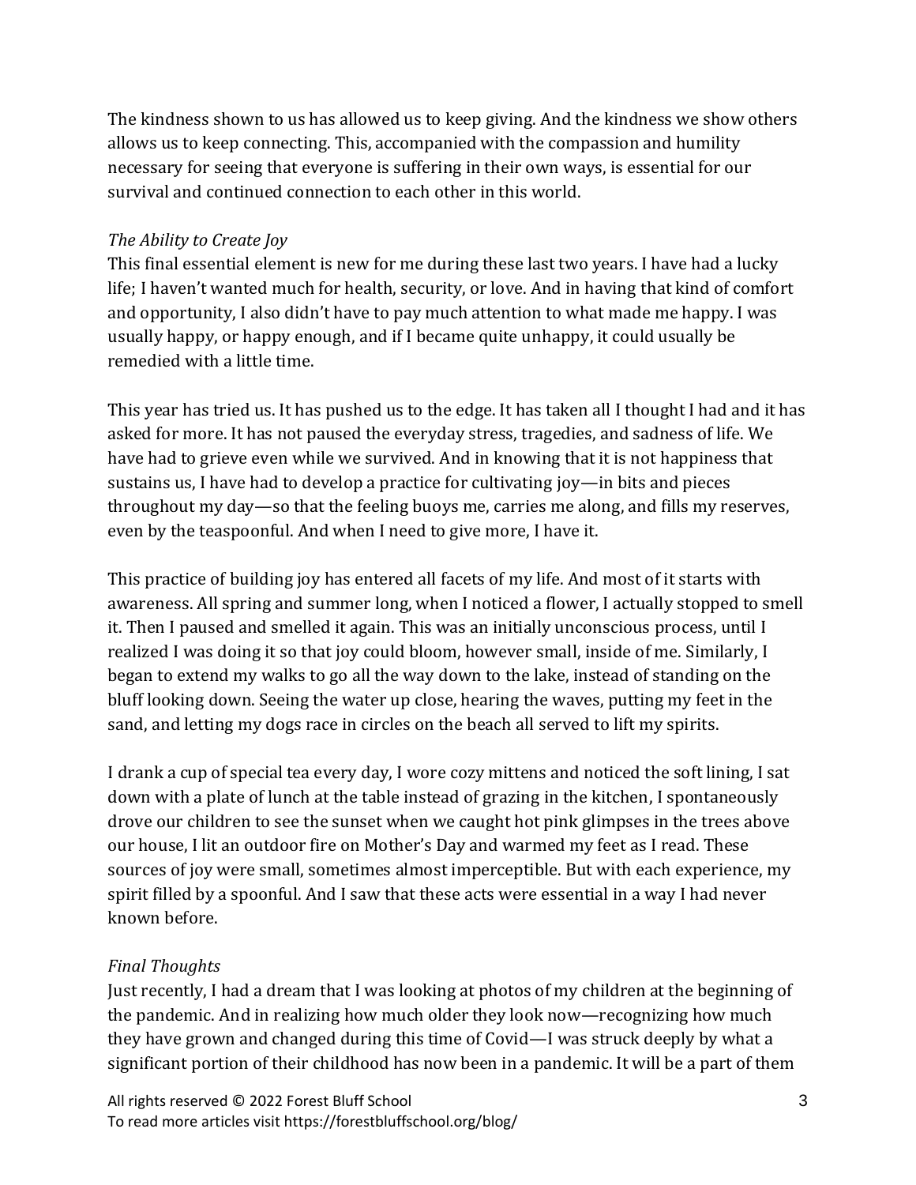The kindness shown to us has allowed us to keep giving. And the kindness we show others allows us to keep connecting. This, accompanied with the compassion and humility necessary for seeing that everyone is suffering in their own ways, is essential for our survival and continued connection to each other in this world.

*The Ability to Create Joy*

This final essential element is new for me during these last two years. I have had a lucky life; I haven't wanted much for health, security, or love. And in having that kind of comfort and opportunity, I also didn't have to pay much attention to what made me happy. I was usually happy, or happy enough, and if I became quite unhappy, it could usually be remedied with a little time.

This year has tried us. It has pushed us to the edge. It has taken all I thought I had and it has asked for more. It has not paused the everyday stress, tragedies, and sadness of life. We have had to grieve even while we survived. And in knowing that it is not happiness that sustains us, I have had to develop a practice for cultivating joy—in bits and pieces throughout my day—so that the feeling buoys me, carries me along, and fills my reserves, even by the teaspoonful. And when I need to give more, I have it.

This practice of building joy has entered all facets of my life. And most of it starts with awareness. All spring and summer long, when I noticed a flower, I actually stopped to smell it. Then I paused and smelled it again. This was an initially unconscious process, until I realized I was doing it so that joy could bloom, however small, inside of me. Similarly, I began to extend my walks to go all the way down to the lake, instead of standing on the bluff looking down. Seeing the water up close, hearing the waves, putting my feet in the sand, and letting my dogs race in circles on the beach all served to lift my spirits.

I drank a cup of special tea every day, I wore cozy mittens and noticed the soft lining, I sat down with a plate of lunch at the table instead of grazing in the kitchen, I spontaneously drove our children to see the sunset when we caught hot pink glimpses in the trees above our house, I lit an outdoor fire on Mother's Day and warmed my feet as I read. These sources of joy were small, sometimes almost imperceptible. But with each experience, my spirit filled by a spoonful. And I saw that these acts were essential in a way I had never known before.

*Final Thoughts*

Just recently, I had a dream that I was looking at photos of my children at the beginning of the pandemic. And in realizing how much older they look now—recognizing how much they have grown and changed during this time of Covid—I was struck deeply by what a significant portion of their childhood has now been in a pandemic. It will be a part of them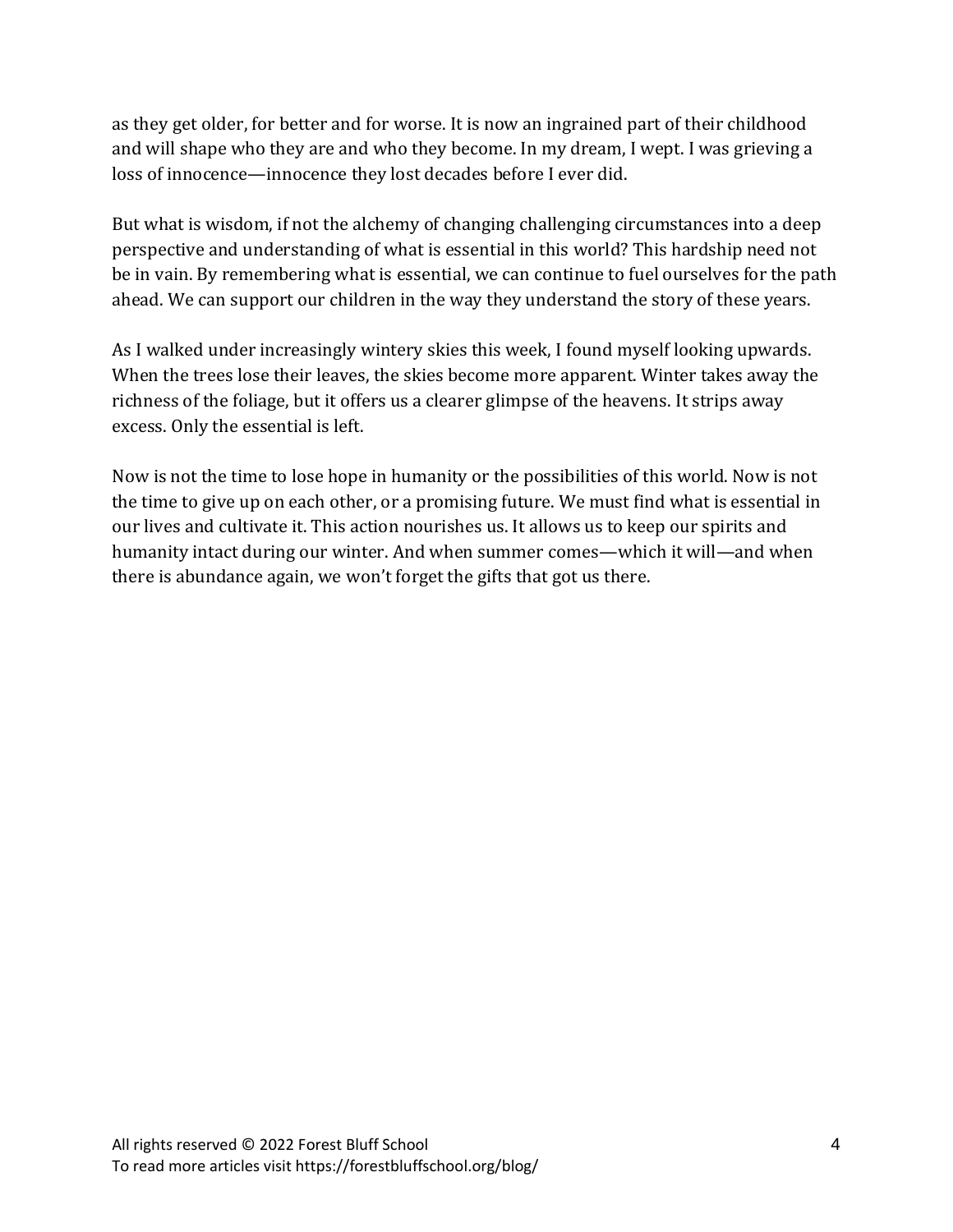as they get older, for better and for worse. It is now an ingrained part of their childhood and will shape who they are and who they become. In my dream, I wept. I was grieving a loss of innocence—innocence they lost decades before I ever did.

But what is wisdom, if not the alchemy of changing challenging circumstances into a deep perspective and understanding of what is essential in this world? This hardship need not be in vain. By remembering what is essential, we can continue to fuel ourselves for the path ahead. We can support our children in the way they understand the story of these years.

As I walked under increasingly wintery skies this week, I found myself looking upwards. When the trees lose their leaves, the skies become more apparent. Winter takes away the richness of the foliage, but it offers us a clearer glimpse of the heavens. It strips away excess. Only the essential is left.

Now is not the time to lose hope in humanity or the possibilities of this world. Now is not the time to give up on each other, or a promising future. We must find what is essential in our lives and cultivate it. This action nourishes us. It allows us to keep our spirits and humanity intact during our winter. And when summer comes—which it will—and when there is abundance again, we won't forget the gifts that got us there.